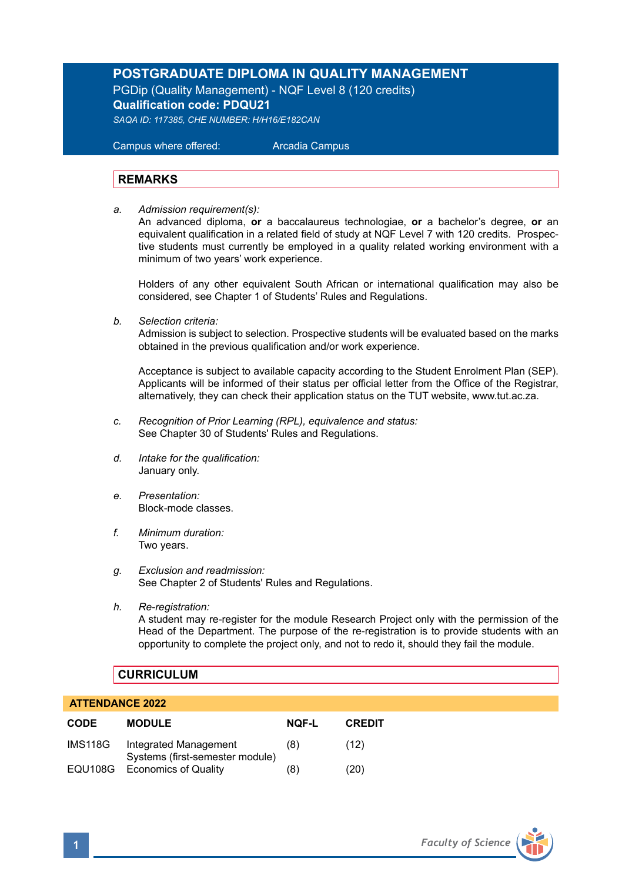# POSTGRADUATE DIPLOMA IN QUALITY MANAGEMENT

PGDip (Quality Management) - NQF Level 8 (120 credits)

**Qualification code: PDQU21**

*SAQA ID: 117385, CHE NUMBER: H/H16/E182CAN*

Campus where offered: Arcadia Campus

## REMARKS

a. *Admission requirement(s):*
An advanced diploma, **or** a baccalaureus technologiae, **or** a bachelor's degree, **or** an equivalent qualification in a related field of study at NQF Level 7 with 120 credits. Prospective students must currently be employed in a quality related working environment with a minimum of two years' work experience.

Holders of any other equivalent South African or international qualification may also be considered, see Chapter 1 of Students' Rules and Regulations.

b. *Selection criteria:*
Admission is subject to selection. Prospective students will be evaluated based on the marks obtained in the previous qualification and/or work experience.

Acceptance is subject to available capacity according to the Student Enrolment Plan (SEP). Applicants will be informed of their status per official letter from the Office of the Registrar, alternatively, they can check their application status on the TUT website, www.tut.ac.za.

c. *Recognition of Prior Learning (RPL), equivalence and status:*
See Chapter 30 of Students' Rules and Regulations.

d. *Intake for the qualification:*
January only.

e. *Presentation:*
Block-mode classes.

f. *Minimum duration:*
Two years.

g. *Exclusion and readmission:*
See Chapter 2 of Students' Rules and Regulations.

h. *Re-registration:*
A student may re-register for the module Research Project only with the permission of the Head of the Department. The purpose of the re-registration is to provide students with an opportunity to complete the project only, and not to redo it, should they fail the module.

## CURRICULUM

**ATTENDANCE 2022**

| CODE | MODULE | NQF-L | CREDIT |
|---|---|---|---|
| IMS118G | Integrated Management Systems (first-semester module) | (8) | (12) |
| EQU108G | Economics of Quality | (8) | (20) |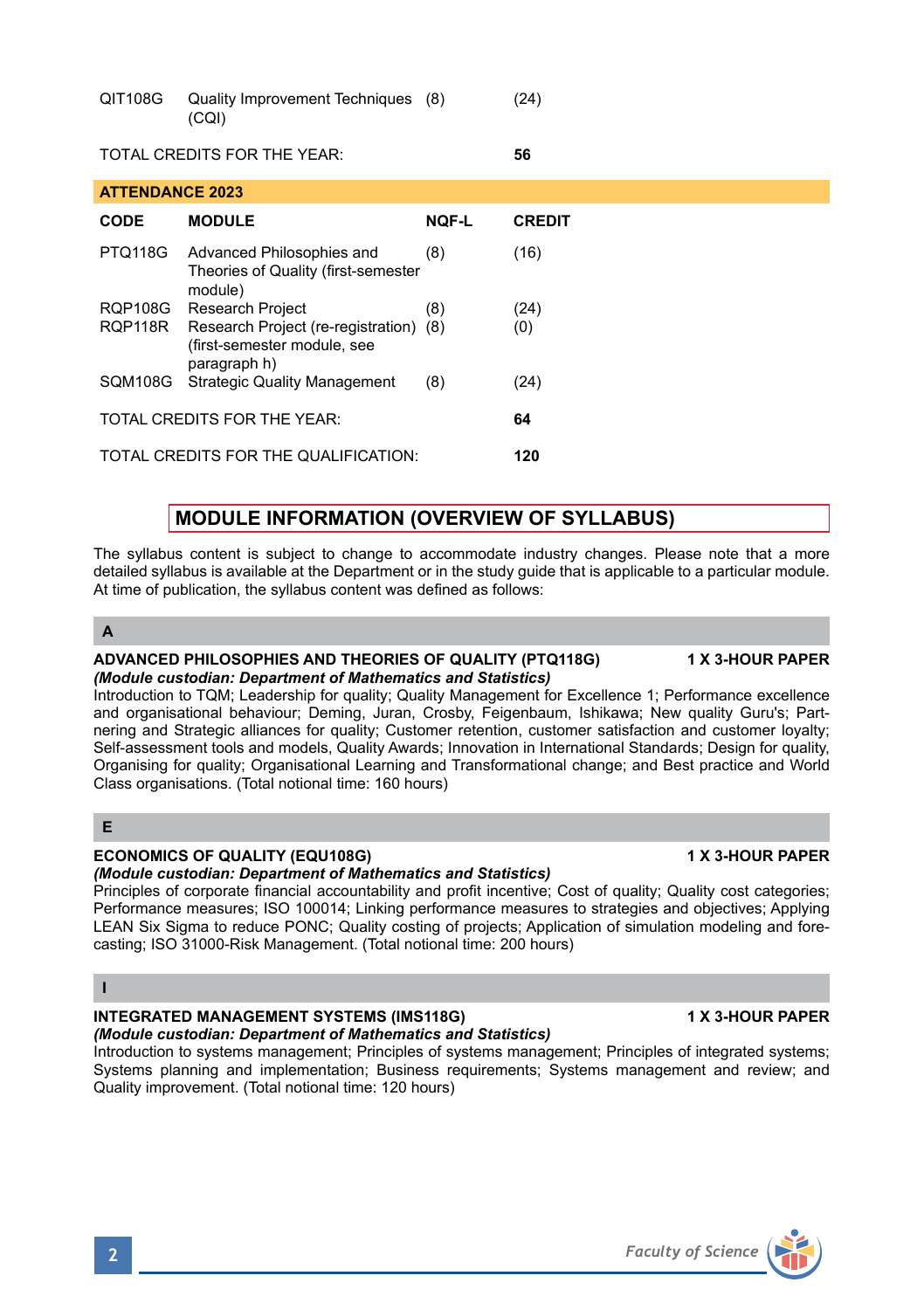| CODE | MODULE | NQF-L | CREDIT |
|---|---|---|---|
| QIT108G | Quality Improvement Techniques (CQI) | (8) | (24) |

TOTAL CREDITS FOR THE YEAR: **56**

**ATTENDANCE 2023**

| CODE | MODULE | NQF-L | CREDIT |
|---|---|---|---|
| PTQ118G | Advanced Philosophies and Theories of Quality (first-semester module) | (8) | (16) |
| RQP108G | Research Project | (8) | (24) |
| RQP118R | Research Project (re-registration) (first-semester module, see paragraph h) | (8) | (0) |
| SQM108G | Strategic Quality Management | (8) | (24) |

TOTAL CREDITS FOR THE YEAR: **64**

TOTAL CREDITS FOR THE QUALIFICATION: **120**

## MODULE INFORMATION (OVERVIEW OF SYLLABUS)

The syllabus content is subject to change to accommodate industry changes. Please note that a more detailed syllabus is available at the Department or in the study guide that is applicable to a particular module. At time of publication, the syllabus content was defined as follows:

### A

**ADVANCED PHILOSOPHIES AND THEORIES OF QUALITY (PTQ118G) — 1 X 3-HOUR PAPER**
***(Module custodian: Department of Mathematics and Statistics)***
Introduction to TQM; Leadership for quality; Quality Management for Excellence 1; Performance excellence and organisational behaviour; Deming, Juran, Crosby, Feigenbaum, Ishikawa; New quality Guru's; Partnering and Strategic alliances for quality; Customer retention, customer satisfaction and customer loyalty; Self-assessment tools and models, Quality Awards; Innovation in International Standards; Design for quality, Organising for quality; Organisational Learning and Transformational change; and Best practice and World Class organisations. (Total notional time: 160 hours)

### E

**ECONOMICS OF QUALITY (EQU108G) — 1 X 3-HOUR PAPER**
***(Module custodian: Department of Mathematics and Statistics)***
Principles of corporate financial accountability and profit incentive; Cost of quality; Quality cost categories; Performance measures; ISO 100014; Linking performance measures to strategies and objectives; Applying LEAN Six Sigma to reduce PONC; Quality costing of projects; Application of simulation modeling and forecasting; ISO 31000-Risk Management. (Total notional time: 200 hours)

### I

**INTEGRATED MANAGEMENT SYSTEMS (IMS118G) — 1 X 3-HOUR PAPER**
***(Module custodian: Department of Mathematics and Statistics)***
Introduction to systems management; Principles of systems management; Principles of integrated systems; Systems planning and implementation; Business requirements; Systems management and review; and Quality improvement. (Total notional time: 120 hours)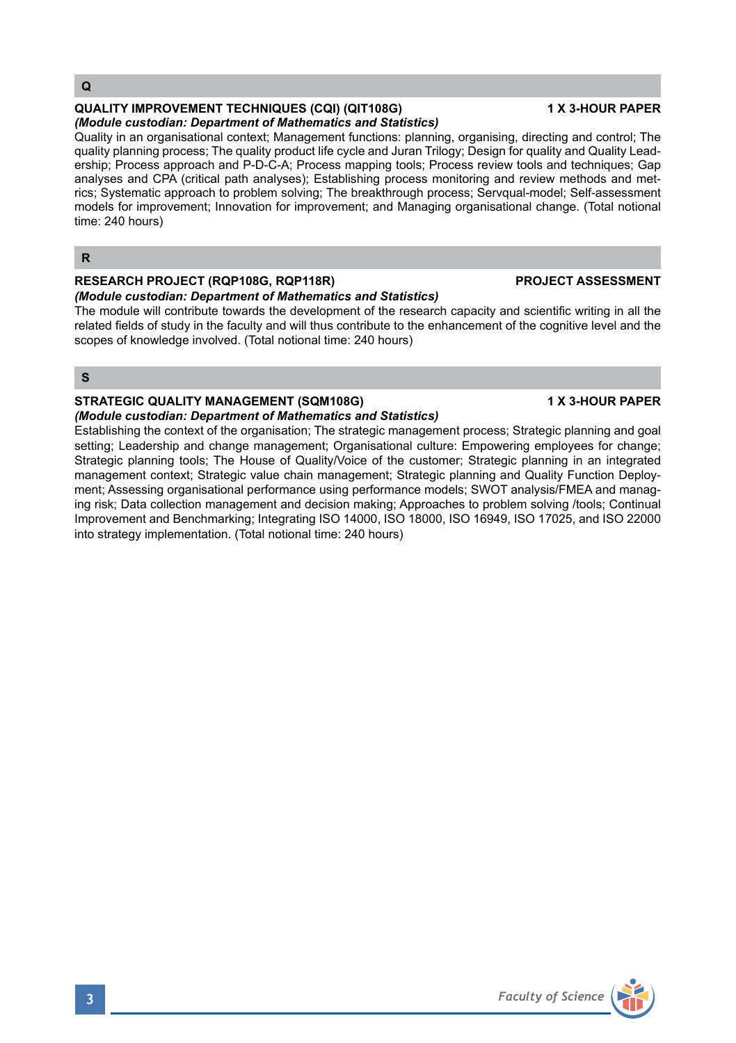## Q

### QUALITY IMPROVEMENT TECHNIQUES (CQI) (QIT108G) — 1 X 3-HOUR PAPER

***(Module custodian: Department of Mathematics and Statistics)***

Quality in an organisational context; Management functions: planning, organising, directing and control; The quality planning process; The quality product life cycle and Juran Trilogy; Design for quality and Quality Leadership; Process approach and P-D-C-A; Process mapping tools; Process review tools and techniques; Gap analyses and CPA (critical path analyses); Establishing process monitoring and review methods and metrics; Systematic approach to problem solving; The breakthrough process; Servqual-model; Self-assessment models for improvement; Innovation for improvement; and Managing organisational change. (Total notional time: 240 hours)

## R

### RESEARCH PROJECT (RQP108G, RQP118R) — PROJECT ASSESSMENT

***(Module custodian: Department of Mathematics and Statistics)***

The module will contribute towards the development of the research capacity and scientific writing in all the related fields of study in the faculty and will thus contribute to the enhancement of the cognitive level and the scopes of knowledge involved. (Total notional time: 240 hours)

## S

### STRATEGIC QUALITY MANAGEMENT (SQM108G) — 1 X 3-HOUR PAPER

***(Module custodian: Department of Mathematics and Statistics)***

Establishing the context of the organisation; The strategic management process; Strategic planning and goal setting; Leadership and change management; Organisational culture: Empowering employees for change; Strategic planning tools; The House of Quality/Voice of the customer; Strategic planning in an integrated management context; Strategic value chain management; Strategic planning and Quality Function Deployment; Assessing organisational performance using performance models; SWOT analysis/FMEA and managing risk; Data collection management and decision making; Approaches to problem solving /tools; Continual Improvement and Benchmarking; Integrating ISO 14000, ISO 18000, ISO 16949, ISO 17025, and ISO 22000 into strategy implementation. (Total notional time: 240 hours)